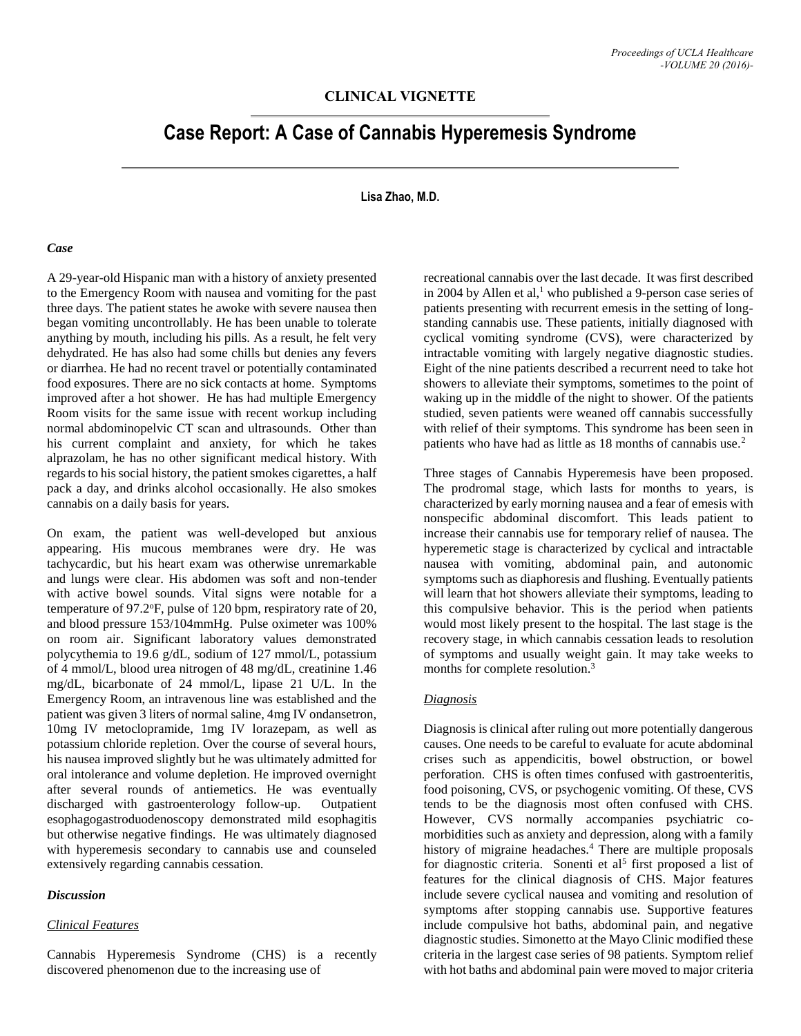## CLINICAL VIGNETTE

# Case Report: A Case of Cannabis Hyperemesis Syndrome

**Lisa Zhao, M.D.**

### *Case*

A 29-year-old Hispanic man with a history of anxiety presented to the Emergency Room with nausea and vomiting for the past three days. The patient states he awoke with severe nausea then began vomiting uncontrollably. He has been unable to tolerate anything by mouth, including his pills. As a result, he felt very dehydrated. He has also had some chills but denies any fevers or diarrhea. He had no recent travel or potentially contaminated food exposures. There are no sick contacts at home. Symptoms improved after a hot shower. He has had multiple Emergency Room visits for the same issue with recent workup including normal abdominopelvic CT scan and ultrasounds. Other than his current complaint and anxiety, for which he takes alprazolam, he has no other significant medical history. With regards to his social history, the patient smokes cigarettes, a half pack a day, and drinks alcohol occasionally. He also smokes cannabis on a daily basis for years.

On exam, the patient was well-developed but anxious appearing. His mucous membranes were dry. He was tachycardic, but his heart exam was otherwise unremarkable and lungs were clear. His abdomen was soft and non-tender with active bowel sounds. Vital signs were notable for a temperature of 97.2$^{o}$F, pulse of 120 bpm, respiratory rate of 20, and blood pressure 153/104mmHg. Pulse oximeter was 100% on room air. Significant laboratory values demonstrated polycythemia to 19.6 g/dL, sodium of 127 mmol/L, potassium of 4 mmol/L, blood urea nitrogen of 48 mg/dL, creatinine 1.46 mg/dL, bicarbonate of 24 mmol/L, lipase 21 U/L. In the Emergency Room, an intravenous line was established and the patient was given 3 liters of normal saline, 4mg IV ondansetron, 10mg IV metoclopramide, 1mg IV lorazepam, as well as potassium chloride repletion. Over the course of several hours, his nausea improved slightly but he was ultimately admitted for oral intolerance and volume depletion. He improved overnight after several rounds of antiemetics. He was eventually discharged with gastroenterology follow-up. Outpatient esophagogastroduodenoscopy demonstrated mild esophagitis but otherwise negative findings. He was ultimately diagnosed with hyperemesis secondary to cannabis use and counseled extensively regarding cannabis cessation.

### *Discussion*

#### Clinical Features

Cannabis Hyperemesis Syndrome (CHS) is a recently discovered phenomenon due to the increasing use of recreational cannabis over the last decade. It was first described in 2004 by Allen et al,[1] who published a 9-person case series of patients presenting with recurrent emesis in the setting of long-standing cannabis use. These patients, initially diagnosed with cyclical vomiting syndrome (CVS), were characterized by intractable vomiting with largely negative diagnostic studies. Eight of the nine patients described a recurrent need to take hot showers to alleviate their symptoms, sometimes to the point of waking up in the middle of the night to shower. Of the patients studied, seven patients were weaned off cannabis successfully with relief of their symptoms. This syndrome has been seen in patients who have had as little as 18 months of cannabis use.[2]

Three stages of Cannabis Hyperemesis have been proposed. The prodromal stage, which lasts for months to years, is characterized by early morning nausea and a fear of emesis with nonspecific abdominal discomfort. This leads patient to increase their cannabis use for temporary relief of nausea. The hyperemetic stage is characterized by cyclical and intractable nausea with vomiting, abdominal pain, and autonomic symptoms such as diaphoresis and flushing. Eventually patients will learn that hot showers alleviate their symptoms, leading to this compulsive behavior. This is the period when patients would most likely present to the hospital. The last stage is the recovery stage, in which cannabis cessation leads to resolution of symptoms and usually weight gain. It may take weeks to months for complete resolution.[3]

#### Diagnosis

Diagnosis is clinical after ruling out more potentially dangerous causes. One needs to be careful to evaluate for acute abdominal crises such as appendicitis, bowel obstruction, or bowel perforation. CHS is often times confused with gastroenteritis, food poisoning, CVS, or psychogenic vomiting. Of these, CVS tends to be the diagnosis most often confused with CHS. However, CVS normally accompanies psychiatric co-morbidities such as anxiety and depression, along with a family history of migraine headaches.[4] There are multiple proposals for diagnostic criteria. Sonenti et al[5] first proposed a list of features for the clinical diagnosis of CHS. Major features include severe cyclical nausea and vomiting and resolution of symptoms after stopping cannabis use. Supportive features include compulsive hot baths, abdominal pain, and negative diagnostic studies. Simonetto at the Mayo Clinic modified these criteria in the largest case series of 98 patients. Symptom relief with hot baths and abdominal pain were moved to major criteria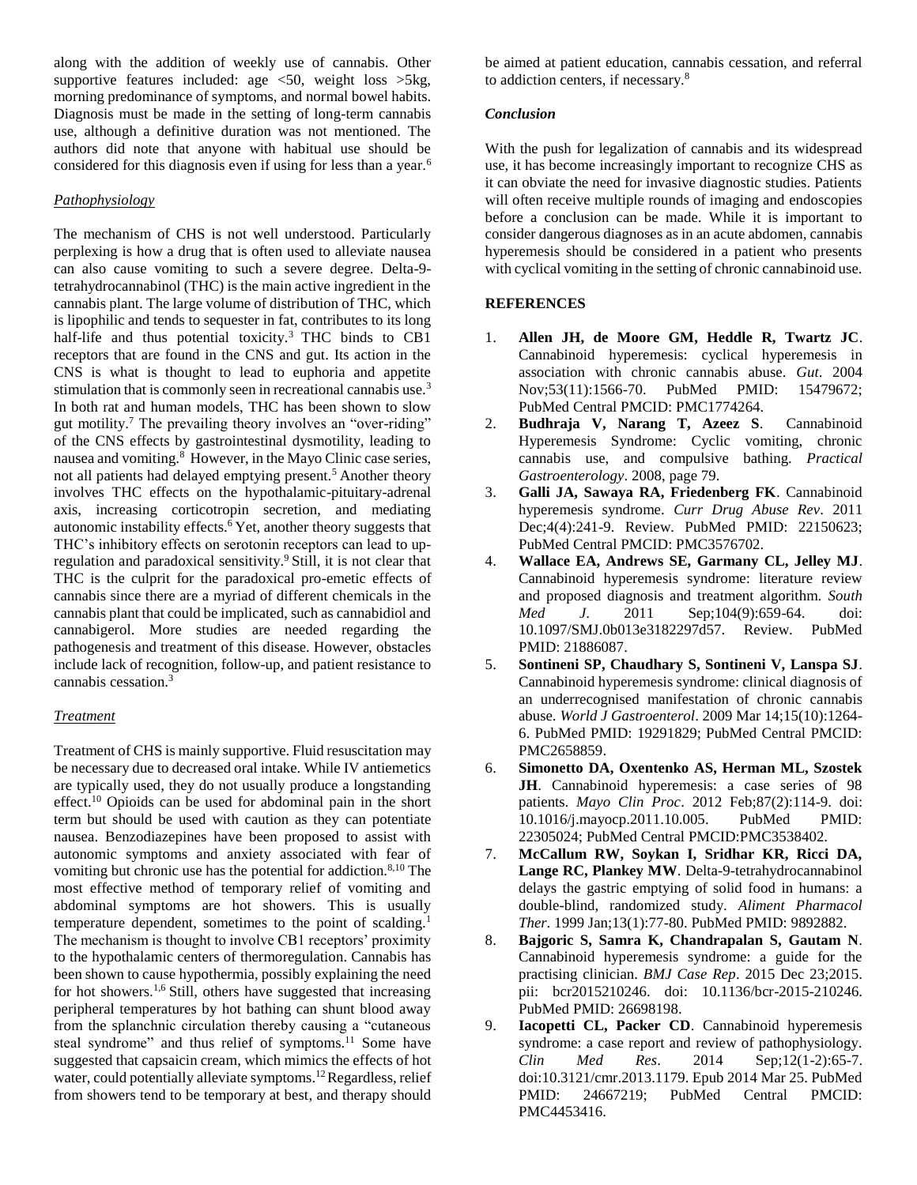along with the addition of weekly use of cannabis. Other supportive features included: age <50, weight loss >5kg, morning predominance of symptoms, and normal bowel habits. Diagnosis must be made in the setting of long-term cannabis use, although a definitive duration was not mentioned. The authors did note that anyone with habitual use should be considered for this diagnosis even if using for less than a year.[6]

### *Pathophysiology*

The mechanism of CHS is not well understood. Particularly perplexing is how a drug that is often used to alleviate nausea can also cause vomiting to such a severe degree. Delta-9-tetrahydrocannabinol (THC) is the main active ingredient in the cannabis plant. The large volume of distribution of THC, which is lipophilic and tends to sequester in fat, contributes to its long half-life and thus potential toxicity.[3] THC binds to CB1 receptors that are found in the CNS and gut. Its action in the CNS is what is thought to lead to euphoria and appetite stimulation that is commonly seen in recreational cannabis use.[3] In both rat and human models, THC has been shown to slow gut motility.[7] The prevailing theory involves an "over-riding" of the CNS effects by gastrointestinal dysmotility, leading to nausea and vomiting.[8] However, in the Mayo Clinic case series, not all patients had delayed emptying present.[5] Another theory involves THC effects on the hypothalamic-pituitary-adrenal axis, increasing corticotropin secretion, and mediating autonomic instability effects.[6] Yet, another theory suggests that THC's inhibitory effects on serotonin receptors can lead to up-regulation and paradoxical sensitivity.[9] Still, it is not clear that THC is the culprit for the paradoxical pro-emetic effects of cannabis since there are a myriad of different chemicals in the cannabis plant that could be implicated, such as cannabidiol and cannabigerol. More studies are needed regarding the pathogenesis and treatment of this disease. However, obstacles include lack of recognition, follow-up, and patient resistance to cannabis cessation.[3]

### *Treatment*

Treatment of CHS is mainly supportive. Fluid resuscitation may be necessary due to decreased oral intake. While IV antiemetics are typically used, they do not usually produce a longstanding effect.[10] Opioids can be used for abdominal pain in the short term but should be used with caution as they can potentiate nausea. Benzodiazepines have been proposed to assist with autonomic symptoms and anxiety associated with fear of vomiting but chronic use has the potential for addiction.[8,10] The most effective method of temporary relief of vomiting and abdominal symptoms are hot showers. This is usually temperature dependent, sometimes to the point of scalding.[1] The mechanism is thought to involve CB1 receptors' proximity to the hypothalamic centers of thermoregulation. Cannabis has been shown to cause hypothermia, possibly explaining the need for hot showers.[1,6] Still, others have suggested that increasing peripheral temperatures by hot bathing can shunt blood away from the splanchnic circulation thereby causing a "cutaneous steal syndrome" and thus relief of symptoms.[11] Some have suggested that capsaicin cream, which mimics the effects of hot water, could potentially alleviate symptoms.[12] Regardless, relief from showers tend to be temporary at best, and therapy should be aimed at patient education, cannabis cessation, and referral to addiction centers, if necessary.[8]

### *Conclusion*

With the push for legalization of cannabis and its widespread use, it has become increasingly important to recognize CHS as it can obviate the need for invasive diagnostic studies. Patients will often receive multiple rounds of imaging and endoscopies before a conclusion can be made. While it is important to consider dangerous diagnoses as in an acute abdomen, cannabis hyperemesis should be considered in a patient who presents with cyclical vomiting in the setting of chronic cannabinoid use.

## REFERENCES

1. **Allen JH, de Moore GM, Heddle R, Twartz JC**. Cannabinoid hyperemesis: cyclical hyperemesis in association with chronic cannabis abuse. *Gut*. 2004 Nov;53(11):1566-70. PubMed PMID: 15479672; PubMed Central PMCID: PMC1774264.
2. **Budhraja V, Narang T, Azeez S**. Cannabinoid Hyperemesis Syndrome: Cyclic vomiting, chronic cannabis use, and compulsive bathing. *Practical Gastroenterology*. 2008, page 79.
3. **Galli JA, Sawaya RA, Friedenberg FK**. Cannabinoid hyperemesis syndrome. *Curr Drug Abuse Rev*. 2011 Dec;4(4):241-9. Review. PubMed PMID: 22150623; PubMed Central PMCID: PMC3576702.
4. **Wallace EA, Andrews SE, Garmany CL, Jelley MJ**. Cannabinoid hyperemesis syndrome: literature review and proposed diagnosis and treatment algorithm. *South Med J*. 2011 Sep;104(9):659-64. doi: 10.1097/SMJ.0b013e3182297d57. Review. PubMed PMID: 21886087.
5. **Sontineni SP, Chaudhary S, Sontineni V, Lanspa SJ**. Cannabinoid hyperemesis syndrome: clinical diagnosis of an underrecognised manifestation of chronic cannabis abuse. *World J Gastroenterol*. 2009 Mar 14;15(10):1264-6. PubMed PMID: 19291829; PubMed Central PMCID: PMC2658859.
6. **Simonetto DA, Oxentenko AS, Herman ML, Szostek JH**. Cannabinoid hyperemesis: a case series of 98 patients. *Mayo Clin Proc*. 2012 Feb;87(2):114-9. doi: 10.1016/j.mayocp.2011.10.005. PubMed PMID: 22305024; PubMed Central PMCID:PMC3538402.
7. **McCallum RW, Soykan I, Sridhar KR, Ricci DA, Lange RC, Plankey MW**. Delta-9-tetrahydrocannabinol delays the gastric emptying of solid food in humans: a double-blind, randomized study. *Aliment Pharmacol Ther*. 1999 Jan;13(1):77-80. PubMed PMID: 9892882.
8. **Bajgoric S, Samra K, Chandrapalan S, Gautam N**. Cannabinoid hyperemesis syndrome: a guide for the practising clinician. *BMJ Case Rep*. 2015 Dec 23;2015. pii: bcr2015210246. doi: 10.1136/bcr-2015-210246. PubMed PMID: 26698198.
9. **Iacopetti CL, Packer CD**. Cannabinoid hyperemesis syndrome: a case report and review of pathophysiology. *Clin Med Res*. 2014 Sep;12(1-2):65-7. doi:10.3121/cmr.2013.1179. Epub 2014 Mar 25. PubMed PMID: 24667219; PubMed Central PMCID: PMC4453416.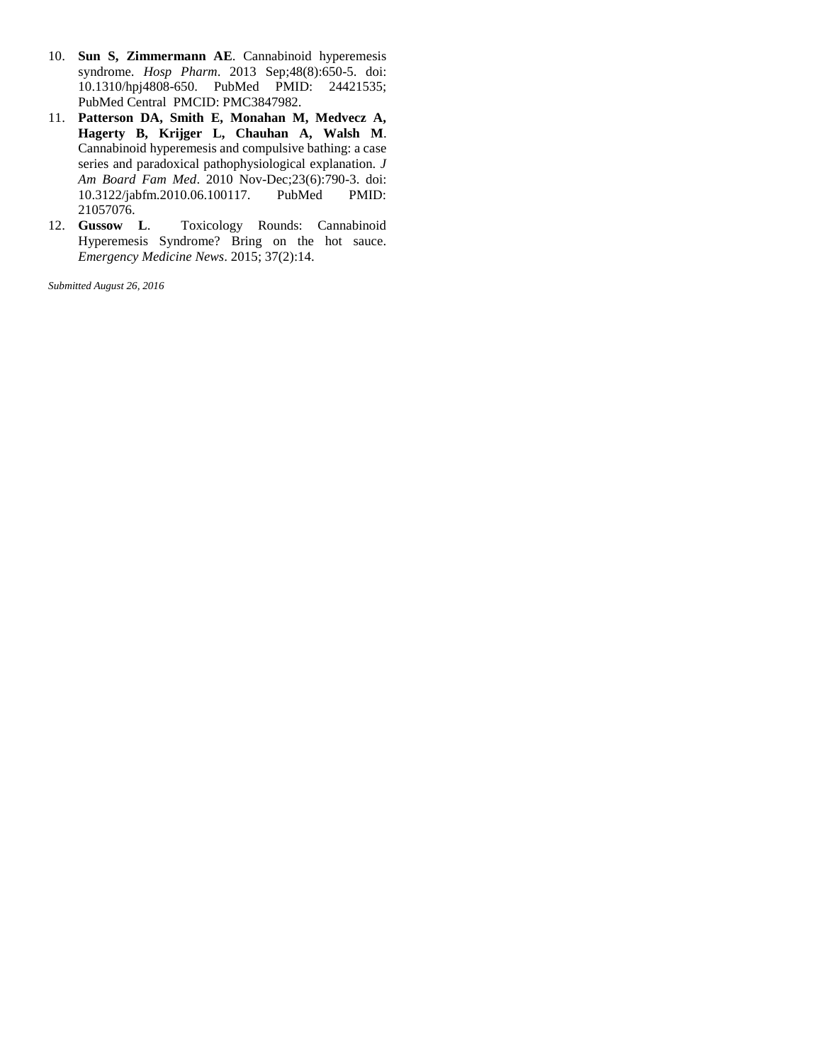10. **Sun S, Zimmermann AE**. Cannabinoid hyperemesis syndrome. *Hosp Pharm*. 2013 Sep;48(8):650-5. doi: 10.1310/hpj4808-650. PubMed PMID: 24421535; PubMed Central PMCID: PMC3847982.
11. **Patterson DA, Smith E, Monahan M, Medvecz A, Hagerty B, Krijger L, Chauhan A, Walsh M**. Cannabinoid hyperemesis and compulsive bathing: a case series and paradoxical pathophysiological explanation. *J Am Board Fam Med*. 2010 Nov-Dec;23(6):790-3. doi: 10.3122/jabfm.2010.06.100117. PubMed PMID: 21057076.
12. **Gussow L**. Toxicology Rounds: Cannabinoid Hyperemesis Syndrome? Bring on the hot sauce. *Emergency Medicine News*. 2015; 37(2):14.

*Submitted August 26, 2016*